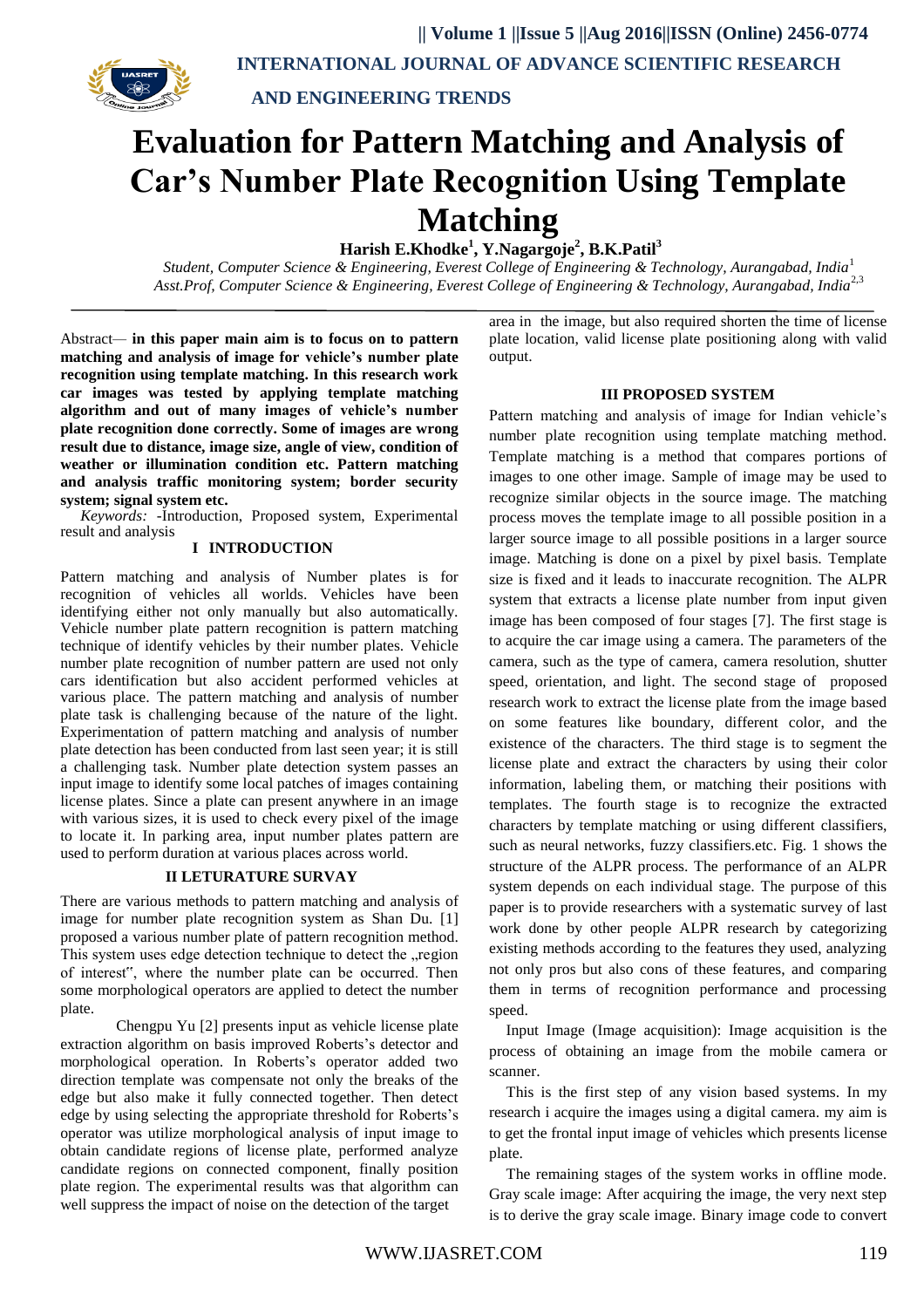# Evaluation for Pattern Matching and Analysis of Car's Number Plate Recognition Using Template Matching

**Harish E.Khodke[1], Y.Nagargoje[2], B.K.Patil[3]**

*Student, Computer Science & Engineering, Everest College of Engineering & Technology, Aurangabad, India*[1]
*Asst.Prof, Computer Science & Engineering, Everest College of Engineering & Technology, Aurangabad, India*[2,3]

Abstract— **in this paper main aim is to focus on to pattern matching and analysis of image for vehicle's number plate recognition using template matching. In this research work car images was tested by applying template matching algorithm and out of many images of vehicle's number plate recognition done correctly. Some of images are wrong result due to distance, image size, angle of view, condition of weather or illumination condition etc. Pattern matching and analysis traffic monitoring system; border security system; signal system etc.**

*Keywords:* -Introduction, Proposed system, Experimental result and analysis

## I INTRODUCTION

Pattern matching and analysis of Number plates is for recognition of vehicles all worlds. Vehicles have been identifying either not only manually but also automatically. Vehicle number plate pattern recognition is pattern matching technique of identify vehicles by their number plates. Vehicle number plate recognition of number pattern are used not only cars identification but also accident performed vehicles at various place. The pattern matching and analysis of number plate task is challenging because of the nature of the light. Experimentation of pattern matching and analysis of number plate detection has been conducted from last seen year; it is still a challenging task. Number plate detection system passes an input image to identify some local patches of images containing license plates. Since a plate can present anywhere in an image with various sizes, it is used to check every pixel of the image to locate it. In parking area, input number plates pattern are used to perform duration at various places across world.

## II LETURATURE SURVAY

There are various methods to pattern matching and analysis of image for number plate recognition system as Shan Du. [1] proposed a various number plate of pattern recognition method. This system uses edge detection technique to detect the „region of interest", where the number plate can be occurred. Then some morphological operators are applied to detect the number plate.

Chengpu Yu [2] presents input as vehicle license plate extraction algorithm on basis improved Roberts's detector and morphological operation. In Roberts's operator added two direction template was compensate not only the breaks of the edge but also make it fully connected together. Then detect edge by using selecting the appropriate threshold for Roberts's operator was utilize morphological analysis of input image to obtain candidate regions of license plate, performed analyze candidate regions on connected component, finally position plate region. The experimental results was that algorithm can well suppress the impact of noise on the detection of the target area in the image, but also required shorten the time of license plate location, valid license plate positioning along with valid output.

## III PROPOSED SYSTEM

Pattern matching and analysis of image for Indian vehicle's number plate recognition using template matching method. Template matching is a method that compares portions of images to one other image. Sample of image may be used to recognize similar objects in the source image. The matching process moves the template image to all possible position in a larger source image to all possible positions in a larger source image. Matching is done on a pixel by pixel basis. Template size is fixed and it leads to inaccurate recognition. The ALPR system that extracts a license plate number from input given image has been composed of four stages [7]. The first stage is to acquire the car image using a camera. The parameters of the camera, such as the type of camera, camera resolution, shutter speed, orientation, and light. The second stage of proposed research work to extract the license plate from the image based on some features like boundary, different color, and the existence of the characters. The third stage is to segment the license plate and extract the characters by using their color information, labeling them, or matching their positions with templates. The fourth stage is to recognize the extracted characters by template matching or using different classifiers, such as neural networks, fuzzy classifiers.etc. Fig. 1 shows the structure of the ALPR process. The performance of an ALPR system depends on each individual stage. The purpose of this paper is to provide researchers with a systematic survey of last work done by other people ALPR research by categorizing existing methods according to the features they used, analyzing not only pros but also cons of these features, and comparing them in terms of recognition performance and processing speed.

Input Image (Image acquisition): Image acquisition is the process of obtaining an image from the mobile camera or scanner.

This is the first step of any vision based systems. In my research i acquire the images using a digital camera. my aim is to get the frontal input image of vehicles which presents license plate.

The remaining stages of the system works in offline mode. Gray scale image: After acquiring the image, the very next step is to derive the gray scale image. Binary image code to convert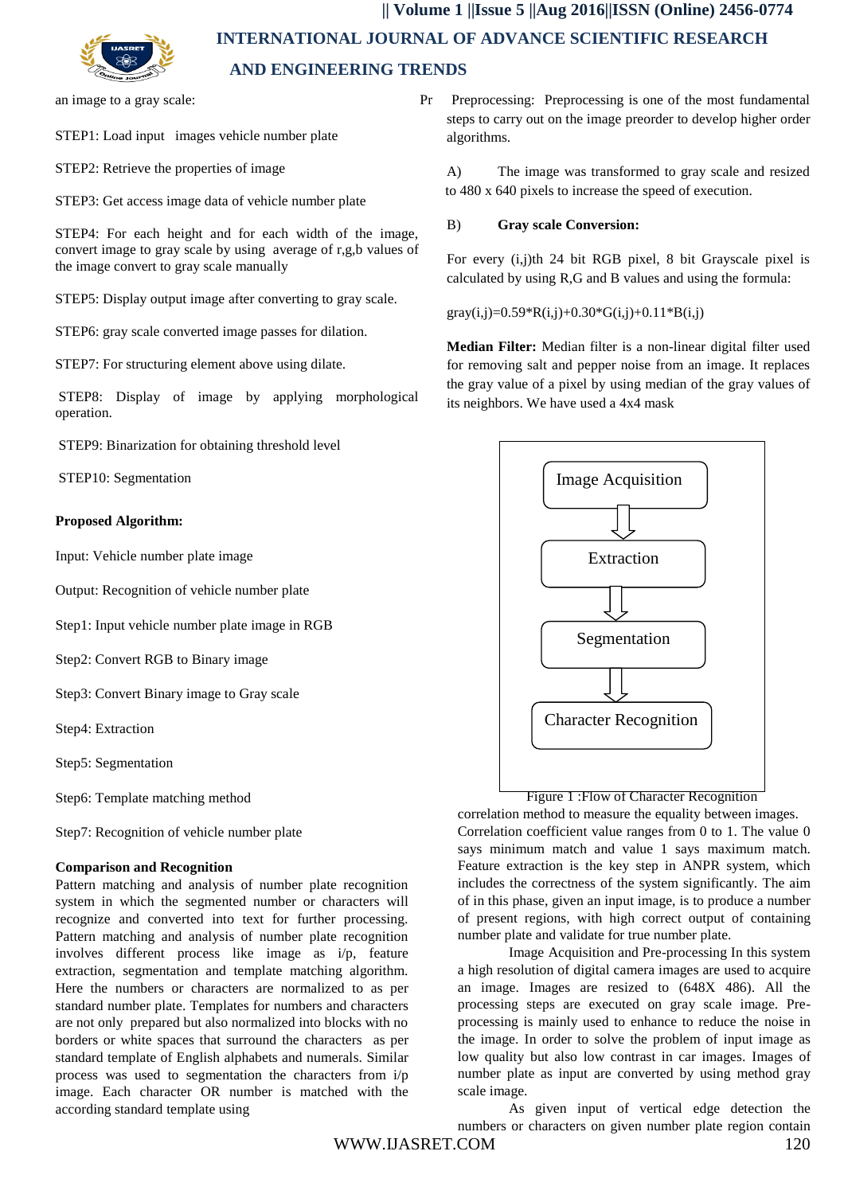an image to a gray scale:

STEP1: Load input images vehicle number plate

STEP2: Retrieve the properties of image

STEP3: Get access image data of vehicle number plate

STEP4: For each height and for each width of the image, convert image to gray scale by using average of r,g,b values of the image convert to gray scale manually

STEP5: Display output image after converting to gray scale.

STEP6: gray scale converted image passes for dilation.

STEP7: For structuring element above using dilate.

STEP8: Display of image by applying morphological operation.

STEP9: Binarization for obtaining threshold level

STEP10: Segmentation

**Proposed Algorithm:**

Input: Vehicle number plate image

Output: Recognition of vehicle number plate

Step1: Input vehicle number plate image in RGB

Step2: Convert RGB to Binary image

Step3: Convert Binary image to Gray scale

Step4: Extraction

Step5: Segmentation

Step6: Template matching method

Step7: Recognition of vehicle number plate

**Comparison and Recognition**

Pattern matching and analysis of number plate recognition system in which the segmented number or characters will recognize and converted into text for further processing. Pattern matching and analysis of number plate recognition involves different process like image as i/p, feature extraction, segmentation and template matching algorithm. Here the numbers or characters are normalized to as per standard number plate. Templates for numbers and characters are not only prepared but also normalized into blocks with no borders or white spaces that surround the characters as per standard template of English alphabets and numerals. Similar process was used to segmentation the characters from i/p image. Each character OR number is matched with the according standard template using

Pr Preprocessing: Preprocessing is one of the most fundamental steps to carry out on the image preorder to develop higher order algorithms.

A) The image was transformed to gray scale and resized to 480 x 640 pixels to increase the speed of execution.

B) **Gray scale Conversion:**

For every (i,j)th 24 bit RGB pixel, 8 bit Grayscale pixel is calculated by using R,G and B values and using the formula:

$$gray(i,j)=0.59*R(i,j)+0.30*G(i,j)+0.11*B(i,j)$$

**Median Filter:** Median filter is a non-linear digital filter used for removing salt and pepper noise from an image. It replaces the gray value of a pixel by using median of the gray values of its neighbors. We have used a 4x4 mask

Image Acquisition → Extraction → Segmentation → Character Recognition

Figure 1 :Flow of Character Recognition

correlation method to measure the equality between images. Correlation coefficient value ranges from 0 to 1. The value 0 says minimum match and value 1 says maximum match. Feature extraction is the key step in ANPR system, which includes the correctness of the system significantly. The aim of in this phase, given an input image, is to produce a number of present regions, with high correct output of containing number plate and validate for true number plate.

Image Acquisition and Pre-processing In this system a high resolution of digital camera images are used to acquire an image. Images are resized to (648X 486). All the processing steps are executed on gray scale image. Pre-processing is mainly used to enhance to reduce the noise in the image. In order to solve the problem of input image as low quality but also low contrast in car images. Images of number plate as input are converted by using method gray scale image.

As given input of vertical edge detection the numbers or characters on given number plate region contain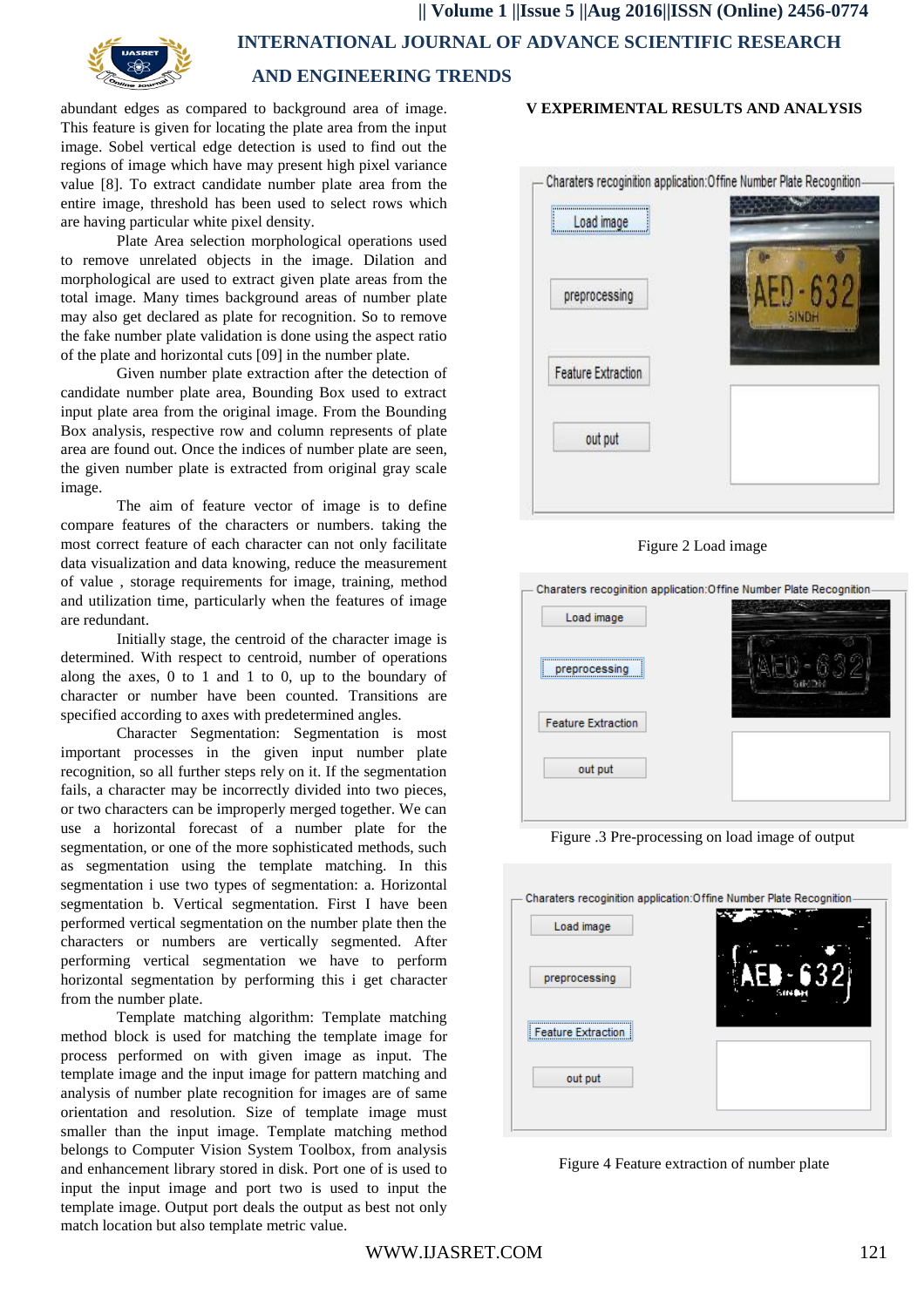abundant edges as compared to background area of image. This feature is given for locating the plate area from the input image. Sobel vertical edge detection is used to find out the regions of image which have may present high pixel variance value [8]. To extract candidate number plate area from the entire image, threshold has been used to select rows which are having particular white pixel density.

Plate Area selection morphological operations used to remove unrelated objects in the image. Dilation and morphological are used to extract given plate areas from the total image. Many times background areas of number plate may also get declared as plate for recognition. So to remove the fake number plate validation is done using the aspect ratio of the plate and horizontal cuts [09] in the number plate.

Given number plate extraction after the detection of candidate number plate area, Bounding Box used to extract input plate area from the original image. From the Bounding Box analysis, respective row and column represents of plate area are found out. Once the indices of number plate are seen, the given number plate is extracted from original gray scale image.

The aim of feature vector of image is to define compare features of the characters or numbers. taking the most correct feature of each character can not only facilitate data visualization and data knowing, reduce the measurement of value , storage requirements for image, training, method and utilization time, particularly when the features of image are redundant.

Initially stage, the centroid of the character image is determined. With respect to centroid, number of operations along the axes, 0 to 1 and 1 to 0, up to the boundary of character or number have been counted. Transitions are specified according to axes with predetermined angles.

Character Segmentation: Segmentation is most important processes in the given input number plate recognition, so all further steps rely on it. If the segmentation fails, a character may be incorrectly divided into two pieces, or two characters can be improperly merged together. We can use a horizontal forecast of a number plate for the segmentation, or one of the more sophisticated methods, such as segmentation using the template matching. In this segmentation i use two types of segmentation: a. Horizontal segmentation b. Vertical segmentation. First I have been performed vertical segmentation on the number plate then the characters or numbers are vertically segmented. After performing vertical segmentation we have to perform horizontal segmentation by performing this i get character from the number plate.

Template matching algorithm: Template matching method block is used for matching the template image for process performed on with given image as input. The template image and the input image for pattern matching and analysis of number plate recognition for images are of same orientation and resolution. Size of template image must smaller than the input image. Template matching method belongs to Computer Vision System Toolbox, from analysis and enhancement library stored in disk. Port one of is used to input the input image and port two is used to input the template image. Output port deals the output as best not only match location but also template metric value.

## V EXPERIMENTAL RESULTS AND ANALYSIS

Figure 2 Load image

Figure .3 Pre-processing on load image of output

Figure 4 Feature extraction of number plate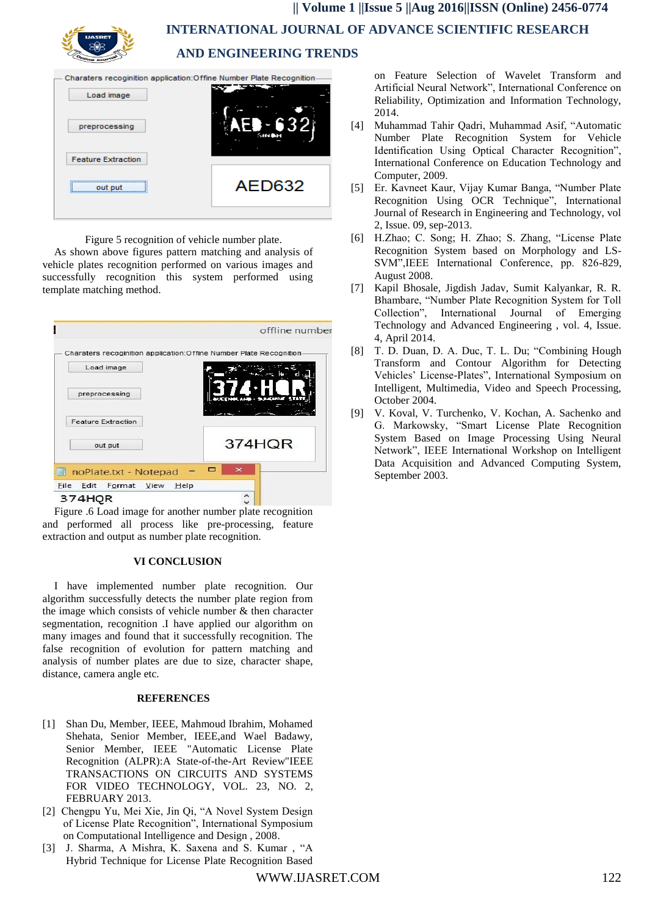Figure 5 recognition of vehicle number plate.

As shown above figures pattern matching and analysis of vehicle plates recognition performed on various images and successfully recognition this system performed using template matching method.

Figure .6 Load image for another number plate recognition and performed all process like pre-processing, feature extraction and output as number plate recognition.

## VI CONCLUSION

I have implemented number plate recognition. Our algorithm successfully detects the number plate region from the image which consists of vehicle number & then character segmentation, recognition .I have applied our algorithm on many images and found that it successfully recognition. The false recognition of evolution for pattern matching and analysis of number plates are due to size, character shape, distance, camera angle etc.

## REFERENCES

[1] Shan Du, Member, IEEE, Mahmoud Ibrahim, Mohamed Shehata, Senior Member, IEEE,and Wael Badawy, Senior Member, IEEE "Automatic License Plate Recognition (ALPR):A State-of-the-Art Review"IEEE TRANSACTIONS ON CIRCUITS AND SYSTEMS FOR VIDEO TECHNOLOGY, VOL. 23, NO. 2, FEBRUARY 2013.

[2] Chengpu Yu, Mei Xie, Jin Qi, "A Novel System Design of License Plate Recognition", International Symposium on Computational Intelligence and Design , 2008.

[3] J. Sharma, A Mishra, K. Saxena and S. Kumar , "A Hybrid Technique for License Plate Recognition Based on Feature Selection of Wavelet Transform and Artificial Neural Network", International Conference on Reliability, Optimization and Information Technology, 2014.

[4] Muhammad Tahir Qadri, Muhammad Asif, "Automatic Number Plate Recognition System for Vehicle Identification Using Optical Character Recognition", International Conference on Education Technology and Computer, 2009.

[5] Er. Kavneet Kaur, Vijay Kumar Banga, "Number Plate Recognition Using OCR Technique", International Journal of Research in Engineering and Technology, vol 2, Issue. 09, sep-2013.

[6] H.Zhao; C. Song; H. Zhao; S. Zhang, "License Plate Recognition System based on Morphology and LS-SVM",IEEE International Conference, pp. 826-829, August 2008.

[7] Kapil Bhosale, Jigdish Jadav, Sumit Kalyankar, R. R. Bhambare, "Number Plate Recognition System for Toll Collection", International Journal of Emerging Technology and Advanced Engineering , vol. 4, Issue. 4, April 2014.

[8] T. D. Duan, D. A. Duc, T. L. Du; "Combining Hough Transform and Contour Algorithm for Detecting Vehicles' License-Plates", International Symposium on Intelligent, Multimedia, Video and Speech Processing, October 2004.

[9] V. Koval, V. Turchenko, V. Kochan, A. Sachenko and G. Markowsky, "Smart License Plate Recognition System Based on Image Processing Using Neural Network", IEEE International Workshop on Intelligent Data Acquisition and Advanced Computing System, September 2003.